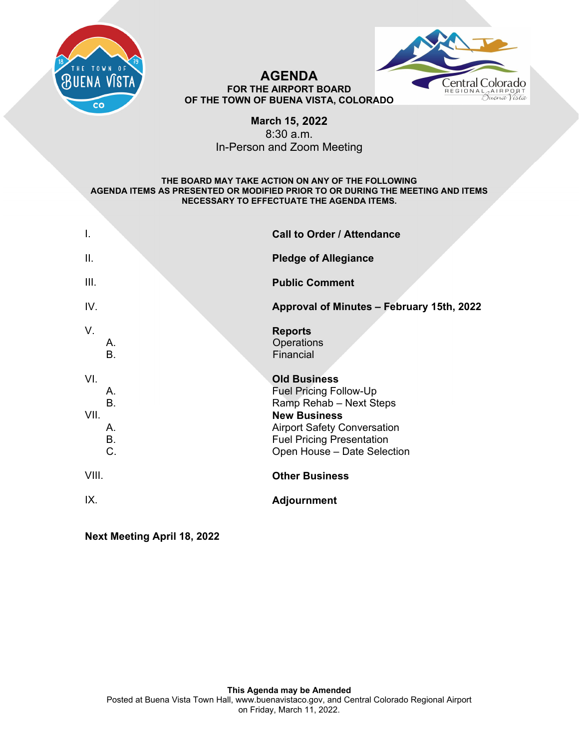# AGENDA

**FOR THE AIRPORT BOARD**
**OF THE TOWN OF BUENA VISTA, COLORADO**

**March 15, 2022**
8:30 a.m.
In-Person and Zoom Meeting

**THE BOARD MAY TAKE ACTION ON ANY OF THE FOLLOWING AGENDA ITEMS AS PRESENTED OR MODIFIED PRIOR TO OR DURING THE MEETING AND ITEMS NECESSARY TO EFFECTUATE THE AGENDA ITEMS.**

I. **Call to Order / Attendance**

II. **Pledge of Allegiance**

III. **Public Comment**

IV. **Approval of Minutes – February 15th, 2022**

V. **Reports**
   - A. Operations
   - B. Financial

VI. **Old Business**
   - A. Fuel Pricing Follow-Up
   - B. Ramp Rehab – Next Steps

VII. **New Business**
   - A. Airport Safety Conversation
   - B. Fuel Pricing Presentation
   - C. Open House – Date Selection

VIII. **Other Business**

IX. **Adjournment**

**Next Meeting April 18, 2022**

**This Agenda may be Amended**
Posted at Buena Vista Town Hall, www.buenavistaco.gov, and Central Colorado Regional Airport on Friday, March 11, 2022.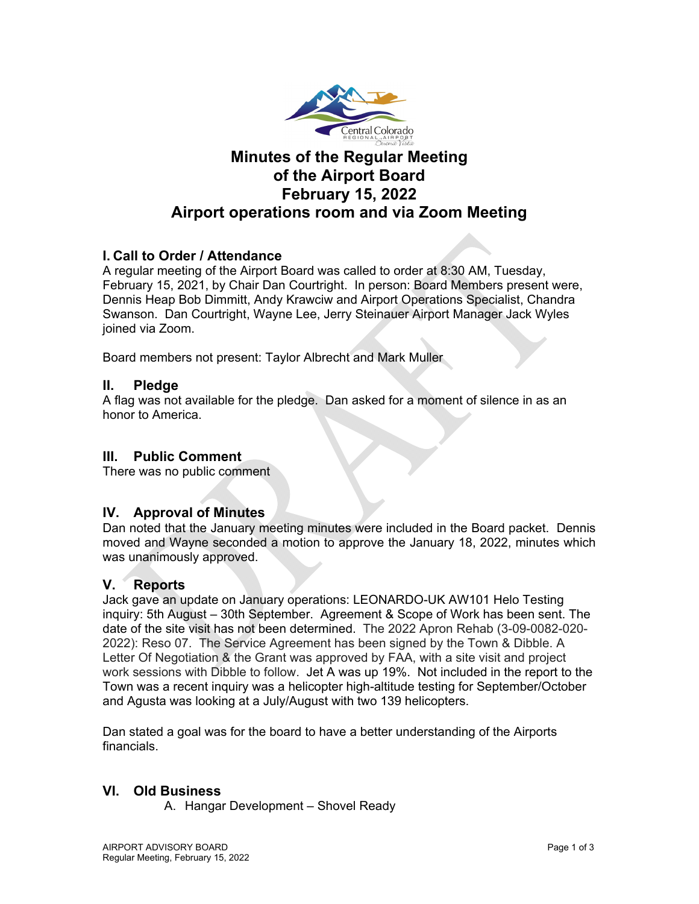# Minutes of the Regular Meeting of the Airport Board February 15, 2022 Airport operations room and via Zoom Meeting

## I. Call to Order / Attendance

A regular meeting of the Airport Board was called to order at 8:30 AM, Tuesday, February 15, 2021, by Chair Dan Courtright. In person: Board Members present were, Dennis Heap Bob Dimmitt, Andy Krawciw and Airport Operations Specialist, Chandra Swanson. Dan Courtright, Wayne Lee, Jerry Steinauer Airport Manager Jack Wyles joined via Zoom.

Board members not present: Taylor Albrecht and Mark Muller

## II. Pledge

A flag was not available for the pledge. Dan asked for a moment of silence in as an honor to America.

## III. Public Comment

There was no public comment

## IV. Approval of Minutes

Dan noted that the January meeting minutes were included in the Board packet. Dennis moved and Wayne seconded a motion to approve the January 18, 2022, minutes which was unanimously approved.

## V. Reports

Jack gave an update on January operations: LEONARDO-UK AW101 Helo Testing inquiry: 5th August – 30th September. Agreement & Scope of Work has been sent. The date of the site visit has not been determined. The 2022 Apron Rehab (3-09-0082-020-2022): Reso 07. The Service Agreement has been signed by the Town & Dibble. A Letter Of Negotiation & the Grant was approved by FAA, with a site visit and project work sessions with Dibble to follow. Jet A was up 19%. Not included in the report to the Town was a recent inquiry was a helicopter high-altitude testing for September/October and Agusta was looking at a July/August with two 139 helicopters.

Dan stated a goal was for the board to have a better understanding of the Airports financials.

## VI. Old Business

A. Hangar Development – Shovel Ready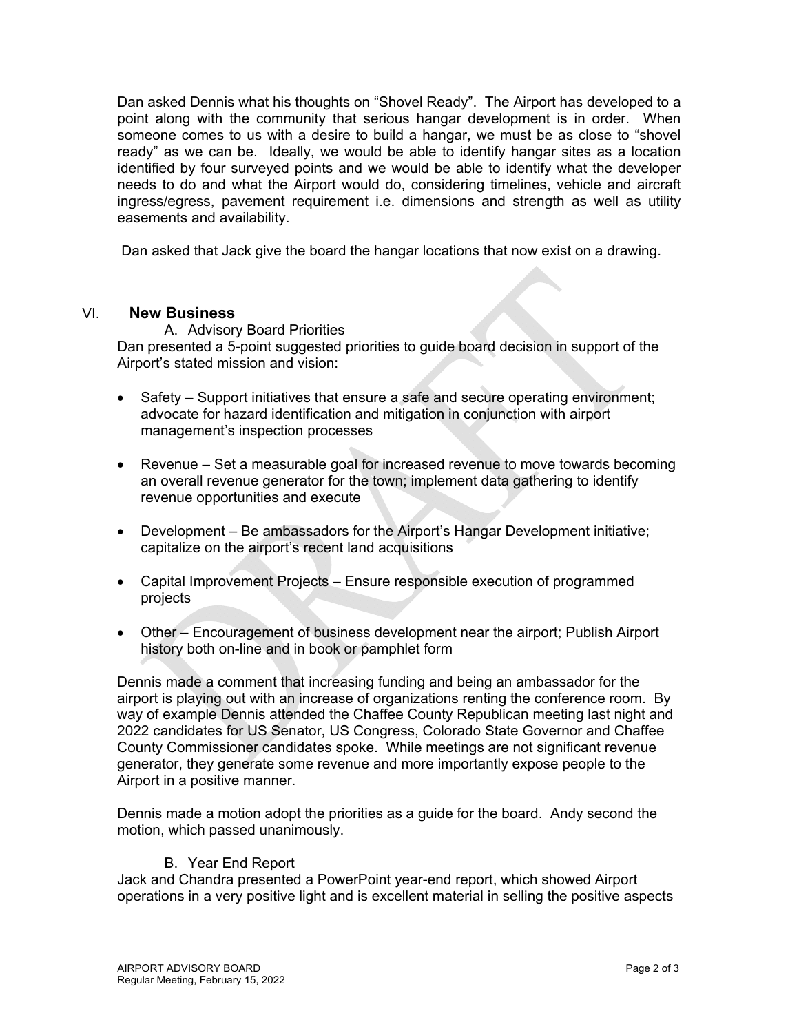Dan asked Dennis what his thoughts on "Shovel Ready". The Airport has developed to a point along with the community that serious hangar development is in order. When someone comes to us with a desire to build a hangar, we must be as close to "shovel ready" as we can be. Ideally, we would be able to identify hangar sites as a location identified by four surveyed points and we would be able to identify what the developer needs to do and what the Airport would do, considering timelines, vehicle and aircraft ingress/egress, pavement requirement i.e. dimensions and strength as well as utility easements and availability.

Dan asked that Jack give the board the hangar locations that now exist on a drawing.

## VI. New Business

A. Advisory Board Priorities

Dan presented a 5-point suggested priorities to guide board decision in support of the Airport's stated mission and vision:

- Safety – Support initiatives that ensure a safe and secure operating environment; advocate for hazard identification and mitigation in conjunction with airport management's inspection processes
- Revenue – Set a measurable goal for increased revenue to move towards becoming an overall revenue generator for the town; implement data gathering to identify revenue opportunities and execute
- Development – Be ambassadors for the Airport's Hangar Development initiative; capitalize on the airport's recent land acquisitions
- Capital Improvement Projects – Ensure responsible execution of programmed projects
- Other – Encouragement of business development near the airport; Publish Airport history both on-line and in book or pamphlet form

Dennis made a comment that increasing funding and being an ambassador for the airport is playing out with an increase of organizations renting the conference room. By way of example Dennis attended the Chaffee County Republican meeting last night and 2022 candidates for US Senator, US Congress, Colorado State Governor and Chaffee County Commissioner candidates spoke. While meetings are not significant revenue generator, they generate some revenue and more importantly expose people to the Airport in a positive manner.

Dennis made a motion adopt the priorities as a guide for the board. Andy second the motion, which passed unanimously.

B. Year End Report

Jack and Chandra presented a PowerPoint year-end report, which showed Airport operations in a very positive light and is excellent material in selling the positive aspects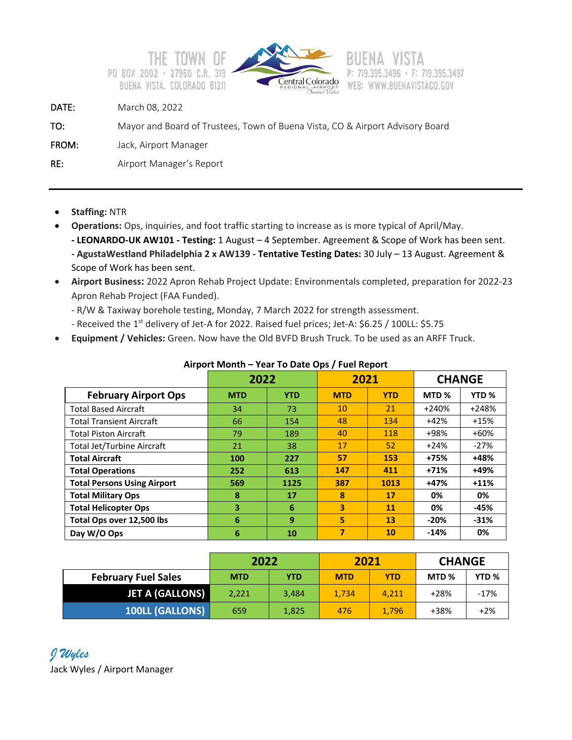THE TOWN OF BUENA VISTA
PO BOX 2002 · 27960 C.R. 319
BUENA VISTA, COLORADO 81211
P: 719.395.3496 · F: 719.395.3497
WEB: WWW.BUENAVISTACO.GOV

Central Colorado REGIONAL AIRPORT Buena Vista

DATE: March 08, 2022

TO: Mayor and Board of Trustees, Town of Buena Vista, CO & Airport Advisory Board

FROM: Jack, Airport Manager

RE: Airport Manager's Report

---

- **Staffing:** NTR
- **Operations:** Ops, inquiries, and foot traffic starting to increase as is more typical of April/May.
  **- LEONARDO-UK AW101 - Testing:** 1 August – 4 September. Agreement & Scope of Work has been sent.
  **- AgustaWestland Philadelphia 2 x AW139 - Tentative Testing Dates:** 30 July – 13 August. Agreement & Scope of Work has been sent.
- **Airport Business:** 2022 Apron Rehab Project Update: Environmentals completed, preparation for 2022-23 Apron Rehab Project (FAA Funded).
  - R/W & Taxiway borehole testing, Monday, 7 March 2022 for strength assessment.
  - Received the 1st delivery of Jet-A for 2022. Raised fuel prices; Jet-A: $6.25 / 100LL: $5.75
- **Equipment / Vehicles:** Green. Now have the Old BVFD Brush Truck. To be used as an ARFF Truck.

**Airport Month – Year To Date Ops / Fuel Report**

| | 2022 | | 2021 | | CHANGE | |
|---|---|---|---|---|---|---|
| **February Airport Ops** | **MTD** | **YTD** | **MTD** | **YTD** | **MTD %** | **YTD %** |
| Total Based Aircraft | 34 | 73 | 10 | 21 | +240% | +248% |
| Total Transient Aircraft | 66 | 154 | 48 | 134 | +42% | +15% |
| Total Piston Aircraft | 79 | 189 | 40 | 118 | +98% | +60% |
| Total Jet/Turbine Aircraft | 21 | 38 | 17 | 52 | +24% | -27% |
| **Total Aircraft** | **100** | **227** | **57** | **153** | **+75%** | **+48%** |
| **Total Operations** | **252** | **613** | **147** | **411** | **+71%** | **+49%** |
| **Total Persons Using Airport** | **569** | **1125** | **387** | **1013** | **+47%** | **+11%** |
| **Total Military Ops** | **8** | **17** | **8** | **17** | **0%** | **0%** |
| **Total Helicopter Ops** | **3** | **6** | **3** | **11** | **0%** | **-45%** |
| **Total Ops over 12,500 lbs** | **6** | **9** | **5** | **13** | **-20%** | **-31%** |
| **Day W/O Ops** | **6** | **10** | **7** | **10** | **-14%** | **0%** |

| | 2022 | | 2021 | | CHANGE | |
|---|---|---|---|---|---|---|
| **February Fuel Sales** | **MTD** | **YTD** | **MTD** | **YTD** | **MTD %** | **YTD %** |
| **JET A (GALLONS)** | 2,221 | 3,484 | 1,734 | 4,211 | +28% | -17% |
| **100LL (GALLONS)** | 659 | 1,825 | 476 | 1,796 | +38% | +2% |

*J Wyles*

Jack Wyles / Airport Manager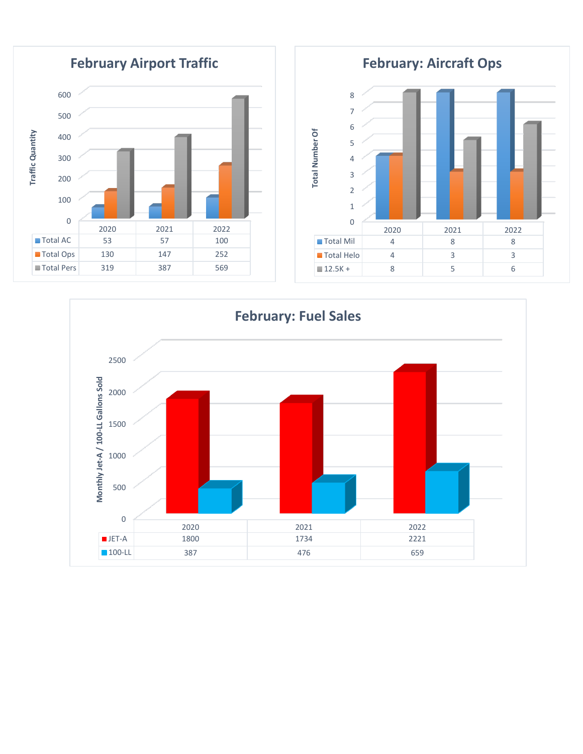## February Airport Traffic

|  | 2020 | 2021 | 2022 |
|---|---|---|---|
| Total AC | 53 | 57 | 100 |
| Total Ops | 130 | 147 | 252 |
| Total Pers | 319 | 387 | 569 |

## February: Aircraft Ops

|  | 2020 | 2021 | 2022 |
|---|---|---|---|
| Total Mil | 4 | 8 | 8 |
| Total Helo | 4 | 3 | 3 |
| 12.5K + | 8 | 5 | 6 |

## February: Fuel Sales

Monthly Jet-A / 100-LL Gallons Sold

|  | 2020 | 2021 | 2022 |
|---|---|---|---|
| JET-A | 1800 | 1734 | 2221 |
| 100-LL | 387 | 476 | 659 |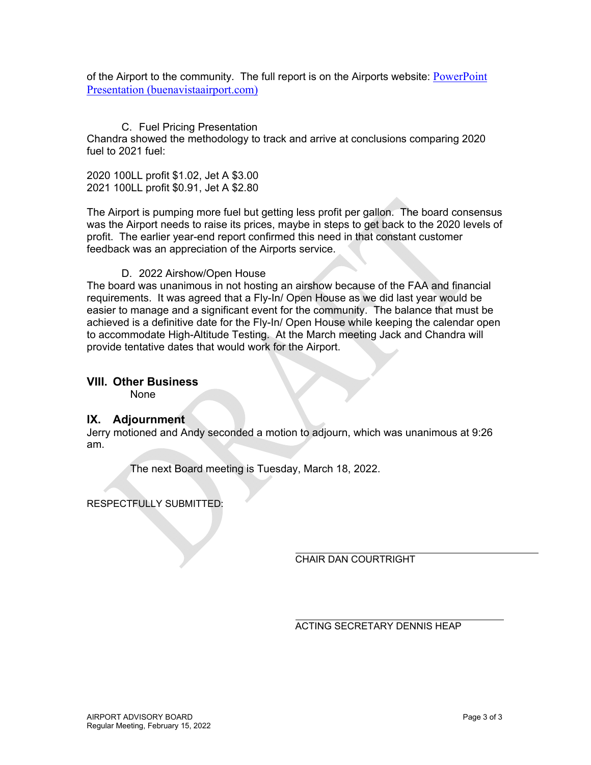of the Airport to the community. The full report is on the Airports website: [PowerPoint Presentation (buenavistaairport.com)](buenavistaairport.com)

C. Fuel Pricing Presentation

Chandra showed the methodology to track and arrive at conclusions comparing 2020 fuel to 2021 fuel:

2020 100LL profit $1.02, Jet A $3.00
2021 100LL profit $0.91, Jet A $2.80

The Airport is pumping more fuel but getting less profit per gallon. The board consensus was the Airport needs to raise its prices, maybe in steps to get back to the 2020 levels of profit. The earlier year-end report confirmed this need in that constant customer feedback was an appreciation of the Airports service.

D. 2022 Airshow/Open House

The board was unanimous in not hosting an airshow because of the FAA and financial requirements. It was agreed that a Fly-In/ Open House as we did last year would be easier to manage and a significant event for the community. The balance that must be achieved is a definitive date for the Fly-In/ Open House while keeping the calendar open to accommodate High-Altitude Testing. At the March meeting Jack and Chandra will provide tentative dates that would work for the Airport.

## VIII. Other Business

None

## IX. Adjournment

Jerry motioned and Andy seconded a motion to adjourn, which was unanimous at 9:26 am.

The next Board meeting is Tuesday, March 18, 2022.

RESPECTFULLY SUBMITTED:

\_\_\_\_\_\_\_\_\_\_\_\_\_\_\_\_\_\_\_\_\_\_\_\_\_\_\_\_\_\_\_\_\_\_\_\_\_\_\_\_
CHAIR DAN COURTRIGHT

\_\_\_\_\_\_\_\_\_\_\_\_\_\_\_\_\_\_\_\_\_\_\_\_\_\_\_\_\_\_\_\_\_\_\_\_\_\_\_\_
ACTING SECRETARY DENNIS HEAP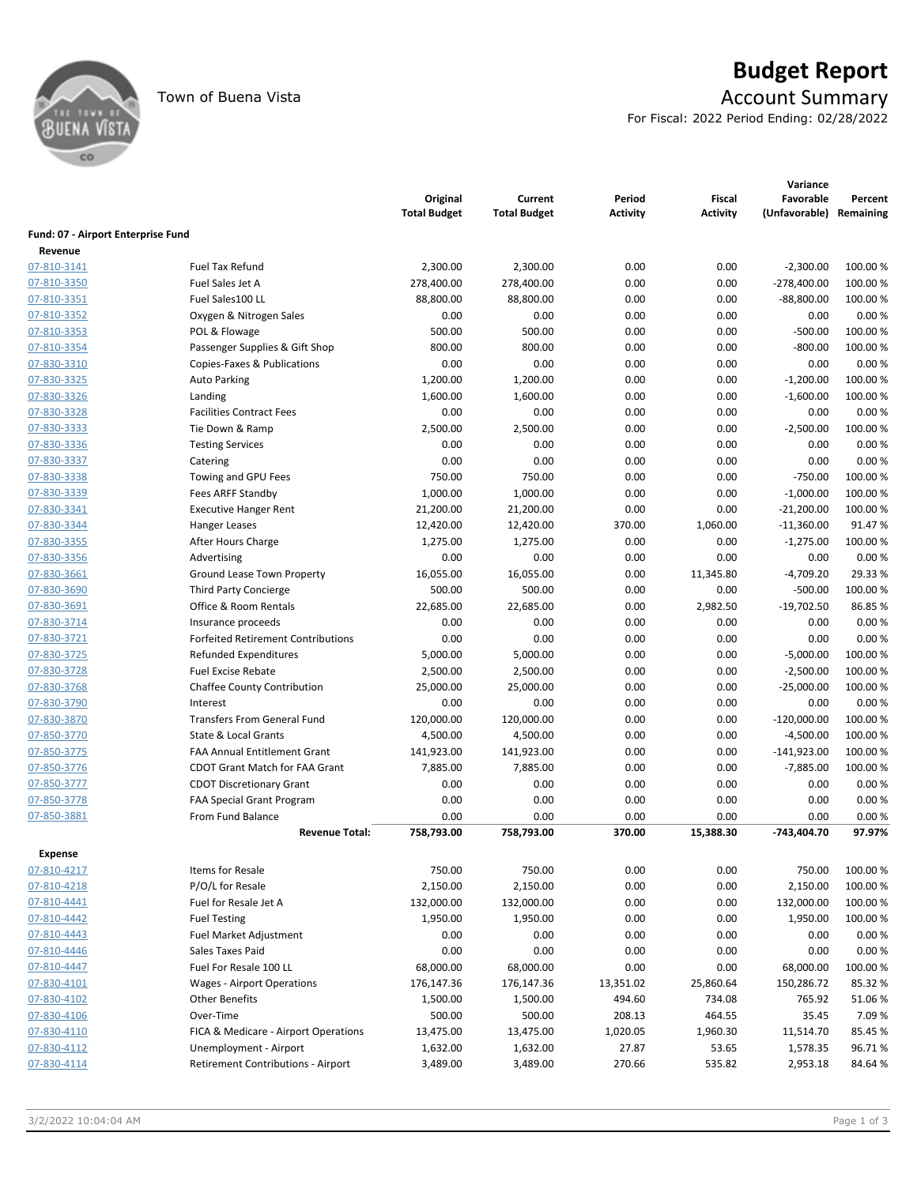# Budget Report

Town of Buena Vista

## Account Summary

For Fiscal: 2022 Period Ending: 02/28/2022

| | | Original Total Budget | Current Total Budget | Period Activity | Fiscal Activity | Variance Favorable (Unfavorable) | Percent Remaining |
|---|---|---|---|---|---|---|---|
| **Fund: 07 - Airport Enterprise Fund** | | | | | | | |
| **Revenue** | | | | | | | |
| 07-810-3141 | Fuel Tax Refund | 2,300.00 | 2,300.00 | 0.00 | 0.00 | -2,300.00 | 100.00 % |
| 07-810-3350 | Fuel Sales Jet A | 278,400.00 | 278,400.00 | 0.00 | 0.00 | -278,400.00 | 100.00 % |
| 07-810-3351 | Fuel Sales100 LL | 88,800.00 | 88,800.00 | 0.00 | 0.00 | -88,800.00 | 100.00 % |
| 07-810-3352 | Oxygen & Nitrogen Sales | 0.00 | 0.00 | 0.00 | 0.00 | 0.00 | 0.00 % |
| 07-810-3353 | POL & Flowage | 500.00 | 500.00 | 0.00 | 0.00 | -500.00 | 100.00 % |
| 07-810-3354 | Passenger Supplies & Gift Shop | 800.00 | 800.00 | 0.00 | 0.00 | -800.00 | 100.00 % |
| 07-830-3310 | Copies-Faxes & Publications | 0.00 | 0.00 | 0.00 | 0.00 | 0.00 | 0.00 % |
| 07-830-3325 | Auto Parking | 1,200.00 | 1,200.00 | 0.00 | 0.00 | -1,200.00 | 100.00 % |
| 07-830-3326 | Landing | 1,600.00 | 1,600.00 | 0.00 | 0.00 | -1,600.00 | 100.00 % |
| 07-830-3328 | Facilities Contract Fees | 0.00 | 0.00 | 0.00 | 0.00 | 0.00 | 0.00 % |
| 07-830-3333 | Tie Down & Ramp | 2,500.00 | 2,500.00 | 0.00 | 0.00 | -2,500.00 | 100.00 % |
| 07-830-3336 | Testing Services | 0.00 | 0.00 | 0.00 | 0.00 | 0.00 | 0.00 % |
| 07-830-3337 | Catering | 0.00 | 0.00 | 0.00 | 0.00 | 0.00 | 0.00 % |
| 07-830-3338 | Towing and GPU Fees | 750.00 | 750.00 | 0.00 | 0.00 | -750.00 | 100.00 % |
| 07-830-3339 | Fees ARFF Standby | 1,000.00 | 1,000.00 | 0.00 | 0.00 | -1,000.00 | 100.00 % |
| 07-830-3341 | Executive Hanger Rent | 21,200.00 | 21,200.00 | 0.00 | 0.00 | -21,200.00 | 100.00 % |
| 07-830-3344 | Hanger Leases | 12,420.00 | 12,420.00 | 370.00 | 1,060.00 | -11,360.00 | 91.47 % |
| 07-830-3355 | After Hours Charge | 1,275.00 | 1,275.00 | 0.00 | 0.00 | -1,275.00 | 100.00 % |
| 07-830-3356 | Advertising | 0.00 | 0.00 | 0.00 | 0.00 | 0.00 | 0.00 % |
| 07-830-3661 | Ground Lease Town Property | 16,055.00 | 16,055.00 | 0.00 | 11,345.80 | -4,709.20 | 29.33 % |
| 07-830-3690 | Third Party Concierge | 500.00 | 500.00 | 0.00 | 0.00 | -500.00 | 100.00 % |
| 07-830-3691 | Office & Room Rentals | 22,685.00 | 22,685.00 | 0.00 | 2,982.50 | -19,702.50 | 86.85 % |
| 07-830-3714 | Insurance proceeds | 0.00 | 0.00 | 0.00 | 0.00 | 0.00 | 0.00 % |
| 07-830-3721 | Forfeited Retirement Contributions | 0.00 | 0.00 | 0.00 | 0.00 | 0.00 | 0.00 % |
| 07-830-3725 | Refunded Expenditures | 5,000.00 | 5,000.00 | 0.00 | 0.00 | -5,000.00 | 100.00 % |
| 07-830-3728 | Fuel Excise Rebate | 2,500.00 | 2,500.00 | 0.00 | 0.00 | -2,500.00 | 100.00 % |
| 07-830-3768 | Chaffee County Contribution | 25,000.00 | 25,000.00 | 0.00 | 0.00 | -25,000.00 | 100.00 % |
| 07-830-3790 | Interest | 0.00 | 0.00 | 0.00 | 0.00 | 0.00 | 0.00 % |
| 07-830-3870 | Transfers From General Fund | 120,000.00 | 120,000.00 | 0.00 | 0.00 | -120,000.00 | 100.00 % |
| 07-850-3770 | State & Local Grants | 4,500.00 | 4,500.00 | 0.00 | 0.00 | -4,500.00 | 100.00 % |
| 07-850-3775 | FAA Annual Entitlement Grant | 141,923.00 | 141,923.00 | 0.00 | 0.00 | -141,923.00 | 100.00 % |
| 07-850-3776 | CDOT Grant Match for FAA Grant | 7,885.00 | 7,885.00 | 0.00 | 0.00 | -7,885.00 | 100.00 % |
| 07-850-3777 | CDOT Discretionary Grant | 0.00 | 0.00 | 0.00 | 0.00 | 0.00 | 0.00 % |
| 07-850-3778 | FAA Special Grant Program | 0.00 | 0.00 | 0.00 | 0.00 | 0.00 | 0.00 % |
| 07-850-3881 | From Fund Balance | 0.00 | 0.00 | 0.00 | 0.00 | 0.00 | 0.00 % |
| | **Revenue Total:** | **758,793.00** | **758,793.00** | **370.00** | **15,388.30** | **-743,404.70** | **97.97%** |
| **Expense** | | | | | | | |
| 07-810-4217 | Items for Resale | 750.00 | 750.00 | 0.00 | 0.00 | 750.00 | 100.00 % |
| 07-810-4218 | P/O/L for Resale | 2,150.00 | 2,150.00 | 0.00 | 0.00 | 2,150.00 | 100.00 % |
| 07-810-4441 | Fuel for Resale Jet A | 132,000.00 | 132,000.00 | 0.00 | 0.00 | 132,000.00 | 100.00 % |
| 07-810-4442 | Fuel Testing | 1,950.00 | 1,950.00 | 0.00 | 0.00 | 1,950.00 | 100.00 % |
| 07-810-4443 | Fuel Market Adjustment | 0.00 | 0.00 | 0.00 | 0.00 | 0.00 | 0.00 % |
| 07-810-4446 | Sales Taxes Paid | 0.00 | 0.00 | 0.00 | 0.00 | 0.00 | 0.00 % |
| 07-810-4447 | Fuel For Resale 100 LL | 68,000.00 | 68,000.00 | 0.00 | 0.00 | 68,000.00 | 100.00 % |
| 07-830-4101 | Wages - Airport Operations | 176,147.36 | 176,147.36 | 13,351.02 | 25,860.64 | 150,286.72 | 85.32 % |
| 07-830-4102 | Other Benefits | 1,500.00 | 1,500.00 | 494.60 | 734.08 | 765.92 | 51.06 % |
| 07-830-4106 | Over-Time | 500.00 | 500.00 | 208.13 | 464.55 | 35.45 | 7.09 % |
| 07-830-4110 | FICA & Medicare - Airport Operations | 13,475.00 | 13,475.00 | 1,020.05 | 1,960.30 | 11,514.70 | 85.45 % |
| 07-830-4112 | Unemployment - Airport | 1,632.00 | 1,632.00 | 27.87 | 53.65 | 1,578.35 | 96.71 % |
| 07-830-4114 | Retirement Contributions - Airport | 3,489.00 | 3,489.00 | 270.66 | 535.82 | 2,953.18 | 84.64 % |

3/2/2022 10:04:04 AM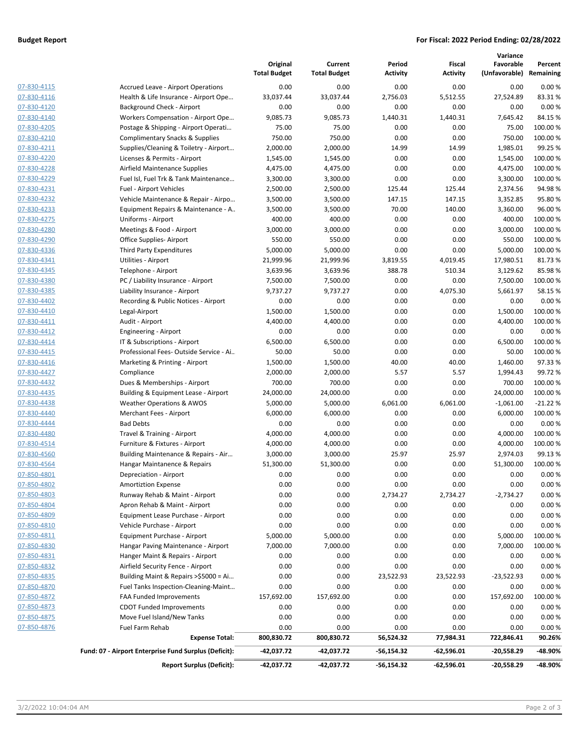**Budget Report** **For Fiscal: 2022 Period Ending: 02/28/2022**

| | | Original Total Budget | Current Total Budget | Period Activity | Fiscal Activity | Variance Favorable (Unfavorable) | Percent Remaining |
|---|---|---|---|---|---|---|---|
| 07-830-4115 | Accrued Leave - Airport Operations | 0.00 | 0.00 | 0.00 | 0.00 | 0.00 | 0.00 % |
| 07-830-4116 | Health & Life Insurance - Airport Ope… | 33,037.44 | 33,037.44 | 2,756.03 | 5,512.55 | 27,524.89 | 83.31 % |
| 07-830-4120 | Background Check - Airport | 0.00 | 0.00 | 0.00 | 0.00 | 0.00 | 0.00 % |
| 07-830-4140 | Workers Compensation - Airport Ope… | 9,085.73 | 9,085.73 | 1,440.31 | 1,440.31 | 7,645.42 | 84.15 % |
| 07-830-4205 | Postage & Shipping - Airport Operati… | 75.00 | 75.00 | 0.00 | 0.00 | 75.00 | 100.00 % |
| 07-830-4210 | Complimentary Snacks & Supplies | 750.00 | 750.00 | 0.00 | 0.00 | 750.00 | 100.00 % |
| 07-830-4211 | Supplies/Cleaning & Toiletry - Airport… | 2,000.00 | 2,000.00 | 14.99 | 14.99 | 1,985.01 | 99.25 % |
| 07-830-4220 | Licenses & Permits - Airport | 1,545.00 | 1,545.00 | 0.00 | 0.00 | 1,545.00 | 100.00 % |
| 07-830-4228 | Airfield Maintenance Supplies | 4,475.00 | 4,475.00 | 0.00 | 0.00 | 4,475.00 | 100.00 % |
| 07-830-4229 | Fuel Isl, Fuel Trk & Tank Maintenance… | 3,300.00 | 3,300.00 | 0.00 | 0.00 | 3,300.00 | 100.00 % |
| 07-830-4231 | Fuel - Airport Vehicles | 2,500.00 | 2,500.00 | 125.44 | 125.44 | 2,374.56 | 94.98 % |
| 07-830-4232 | Vehicle Maintenance & Repair - Airpo… | 3,500.00 | 3,500.00 | 147.15 | 147.15 | 3,352.85 | 95.80 % |
| 07-830-4233 | Equipment Repairs & Maintenance - A… | 3,500.00 | 3,500.00 | 70.00 | 140.00 | 3,360.00 | 96.00 % |
| 07-830-4275 | Uniforms - Airport | 400.00 | 400.00 | 0.00 | 0.00 | 400.00 | 100.00 % |
| 07-830-4280 | Meetings & Food - Airport | 3,000.00 | 3,000.00 | 0.00 | 0.00 | 3,000.00 | 100.00 % |
| 07-830-4290 | Office Supplies- Airport | 550.00 | 550.00 | 0.00 | 0.00 | 550.00 | 100.00 % |
| 07-830-4336 | Third Party Expenditures | 5,000.00 | 5,000.00 | 0.00 | 0.00 | 5,000.00 | 100.00 % |
| 07-830-4341 | Utilities - Airport | 21,999.96 | 21,999.96 | 3,819.55 | 4,019.45 | 17,980.51 | 81.73 % |
| 07-830-4345 | Telephone - Airport | 3,639.96 | 3,639.96 | 388.78 | 510.34 | 3,129.62 | 85.98 % |
| 07-830-4380 | PC / Liability Insurance - Airport | 7,500.00 | 7,500.00 | 0.00 | 0.00 | 7,500.00 | 100.00 % |
| 07-830-4385 | Liability Insurance - Airport | 9,737.27 | 9,737.27 | 0.00 | 4,075.30 | 5,661.97 | 58.15 % |
| 07-830-4402 | Recording & Public Notices - Airport | 0.00 | 0.00 | 0.00 | 0.00 | 0.00 | 0.00 % |
| 07-830-4410 | Legal-Airport | 1,500.00 | 1,500.00 | 0.00 | 0.00 | 1,500.00 | 100.00 % |
| 07-830-4411 | Audit - Airport | 4,400.00 | 4,400.00 | 0.00 | 0.00 | 4,400.00 | 100.00 % |
| 07-830-4412 | Engineering - Airport | 0.00 | 0.00 | 0.00 | 0.00 | 0.00 | 0.00 % |
| 07-830-4414 | IT & Subscriptions - Airport | 6,500.00 | 6,500.00 | 0.00 | 0.00 | 6,500.00 | 100.00 % |
| 07-830-4415 | Professional Fees- Outside Service - Ai… | 50.00 | 50.00 | 0.00 | 0.00 | 50.00 | 100.00 % |
| 07-830-4416 | Marketing & Printing - Airport | 1,500.00 | 1,500.00 | 40.00 | 40.00 | 1,460.00 | 97.33 % |
| 07-830-4427 | Compliance | 2,000.00 | 2,000.00 | 5.57 | 5.57 | 1,994.43 | 99.72 % |
| 07-830-4432 | Dues & Memberships - Airport | 700.00 | 700.00 | 0.00 | 0.00 | 700.00 | 100.00 % |
| 07-830-4435 | Building & Equipment Lease - Airport | 24,000.00 | 24,000.00 | 0.00 | 0.00 | 24,000.00 | 100.00 % |
| 07-830-4438 | Weather Operations & AWOS | 5,000.00 | 5,000.00 | 6,061.00 | 6,061.00 | -1,061.00 | -21.22 % |
| 07-830-4440 | Merchant Fees - Airport | 6,000.00 | 6,000.00 | 0.00 | 0.00 | 6,000.00 | 100.00 % |
| 07-830-4444 | Bad Debts | 0.00 | 0.00 | 0.00 | 0.00 | 0.00 | 0.00 % |
| 07-830-4480 | Travel & Training - Airport | 4,000.00 | 4,000.00 | 0.00 | 0.00 | 4,000.00 | 100.00 % |
| 07-830-4514 | Furniture & Fixtures - Airport | 4,000.00 | 4,000.00 | 0.00 | 0.00 | 4,000.00 | 100.00 % |
| 07-830-4560 | Building Maintenance & Repairs - Air… | 3,000.00 | 3,000.00 | 25.97 | 25.97 | 2,974.03 | 99.13 % |
| 07-830-4564 | Hangar Maintanence & Repairs | 51,300.00 | 51,300.00 | 0.00 | 0.00 | 51,300.00 | 100.00 % |
| 07-850-4801 | Depreciation - Airport | 0.00 | 0.00 | 0.00 | 0.00 | 0.00 | 0.00 % |
| 07-850-4802 | Amortiztion Expense | 0.00 | 0.00 | 0.00 | 0.00 | 0.00 | 0.00 % |
| 07-850-4803 | Runway Rehab & Maint - Airport | 0.00 | 0.00 | 2,734.27 | 2,734.27 | -2,734.27 | 0.00 % |
| 07-850-4804 | Apron Rehab & Maint - Airport | 0.00 | 0.00 | 0.00 | 0.00 | 0.00 | 0.00 % |
| 07-850-4809 | Equipment Lease Purchase - Airport | 0.00 | 0.00 | 0.00 | 0.00 | 0.00 | 0.00 % |
| 07-850-4810 | Vehicle Purchase - Airport | 0.00 | 0.00 | 0.00 | 0.00 | 0.00 | 0.00 % |
| 07-850-4811 | Equipment Purchase - Airport | 5,000.00 | 5,000.00 | 0.00 | 0.00 | 5,000.00 | 100.00 % |
| 07-850-4830 | Hangar Paving Maintenance - Airport | 7,000.00 | 7,000.00 | 0.00 | 0.00 | 7,000.00 | 100.00 % |
| 07-850-4831 | Hanger Maint & Repairs - Airport | 0.00 | 0.00 | 0.00 | 0.00 | 0.00 | 0.00 % |
| 07-850-4832 | Airfield Security Fence - Airport | 0.00 | 0.00 | 0.00 | 0.00 | 0.00 | 0.00 % |
| 07-850-4835 | Building Maint & Repairs >$5000 = Ai… | 0.00 | 0.00 | 23,522.93 | 23,522.93 | -23,522.93 | 0.00 % |
| 07-850-4870 | Fuel Tanks Inspection-Cleaning-Maint… | 0.00 | 0.00 | 0.00 | 0.00 | 0.00 | 0.00 % |
| 07-850-4872 | FAA Funded Improvements | 157,692.00 | 157,692.00 | 0.00 | 0.00 | 157,692.00 | 100.00 % |
| 07-850-4873 | CDOT Funded Improvements | 0.00 | 0.00 | 0.00 | 0.00 | 0.00 | 0.00 % |
| 07-850-4875 | Move Fuel Island/New Tanks | 0.00 | 0.00 | 0.00 | 0.00 | 0.00 | 0.00 % |
| 07-850-4876 | Fuel Farm Rehab | 0.00 | 0.00 | 0.00 | 0.00 | 0.00 | 0.00 % |
| | **Expense Total:** | **800,830.72** | **800,830.72** | **56,524.32** | **77,984.31** | **722,846.41** | **90.26%** |
| | **Fund: 07 - Airport Enterprise Fund Surplus (Deficit):** | **-42,037.72** | **-42,037.72** | **-56,154.32** | **-62,596.01** | **-20,558.29** | **-48.90%** |
| | **Report Surplus (Deficit):** | **-42,037.72** | **-42,037.72** | **-56,154.32** | **-62,596.01** | **-20,558.29** | **-48.90%** |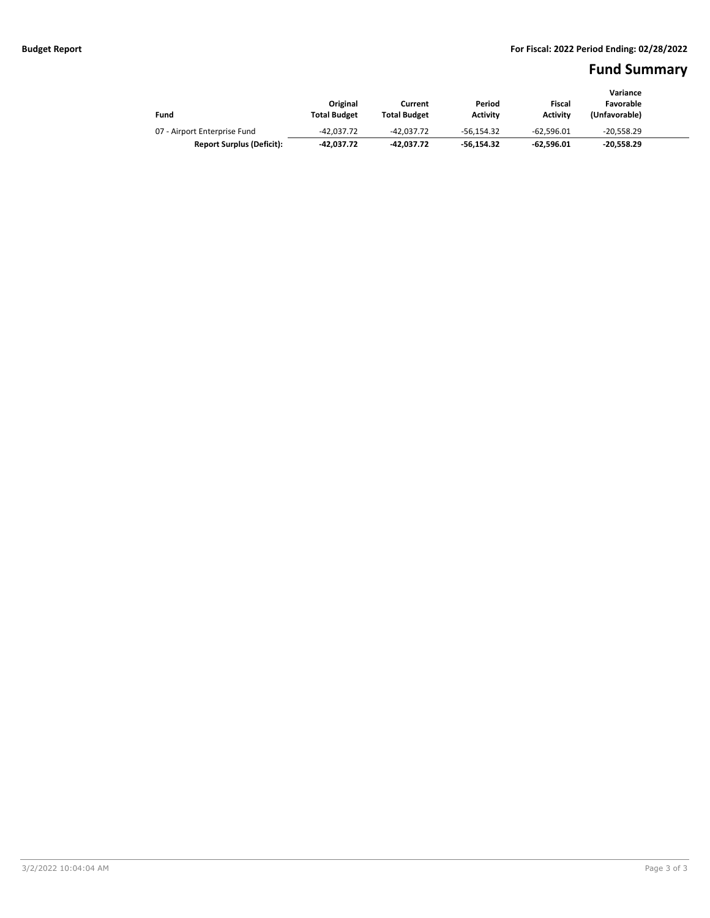**Budget Report** **For Fiscal: 2022 Period Ending: 02/28/2022**

# Fund Summary

| Fund | Original Total Budget | Current Total Budget | Period Activity | Fiscal Activity | Variance Favorable (Unfavorable) |
|---|---|---|---|---|---|
| 07 - Airport Enterprise Fund | -42,037.72 | -42,037.72 | -56,154.32 | -62,596.01 | -20,558.29 |
| **Report Surplus (Deficit):** | **-42,037.72** | **-42,037.72** | **-56,154.32** | **-62,596.01** | **-20,558.29** |